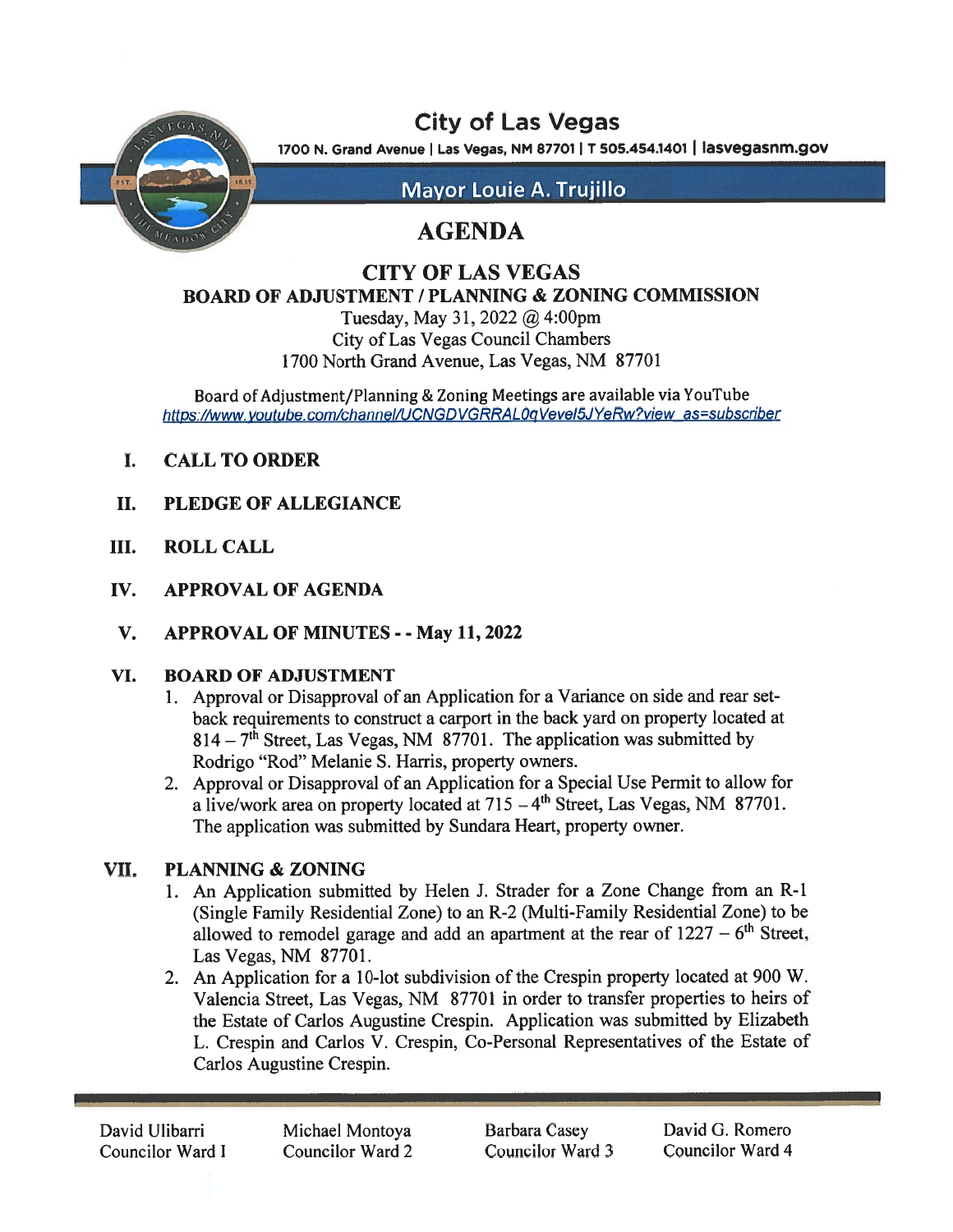# City of Las Vegas

1700 N. Grand Avenue | Las Vegas, NM 87701 | T 505.454.1401 | lasvegasnm.gov

**Mayor Louie A. Trujillo**

# AGENDA

## CITY OF LAS VEGAS
## BOARD OF ADJUSTMENT / PLANNING & ZONING COMMISSION

Tuesday, May 31, 2022 @ 4:00pm
City of Las Vegas Council Chambers
1700 North Grand Avenue, Las Vegas, NM 87701

Board of Adjustment/Planning & Zoning Meetings are available via YouTube
https://www.youtube.com/channel/UCNGDVGRRAL0qVevel5JYeRw?view_as=subscriber

**I. CALL TO ORDER**

**II. PLEDGE OF ALLEGIANCE**

**III. ROLL CALL**

**IV. APPROVAL OF AGENDA**

**V. APPROVAL OF MINUTES - - May 11, 2022**

**VI. BOARD OF ADJUSTMENT**

1. Approval or Disapproval of an Application for a Variance on side and rear set-back requirements to construct a carport in the back yard on property located at 814 – 7th Street, Las Vegas, NM 87701. The application was submitted by Rodrigo "Rod" Melanie S. Harris, property owners.
2. Approval or Disapproval of an Application for a Special Use Permit to allow for a live/work area on property located at 715 – 4th Street, Las Vegas, NM 87701. The application was submitted by Sundara Heart, property owner.

**VII. PLANNING & ZONING**

1. An Application submitted by Helen J. Strader for a Zone Change from an R-1 (Single Family Residential Zone) to an R-2 (Multi-Family Residential Zone) to be allowed to remodel garage and add an apartment at the rear of 1227 – 6th Street, Las Vegas, NM 87701.
2. An Application for a 10-lot subdivision of the Crespin property located at 900 W. Valencia Street, Las Vegas, NM 87701 in order to transfer properties to heirs of the Estate of Carlos Augustine Crespin. Application was submitted by Elizabeth L. Crespin and Carlos V. Crespin, Co-Personal Representatives of the Estate of Carlos Augustine Crespin.

David Ulibarri, Councilor Ward I | Michael Montoya, Councilor Ward 2 | Barbara Casey, Councilor Ward 3 | David G. Romero, Councilor Ward 4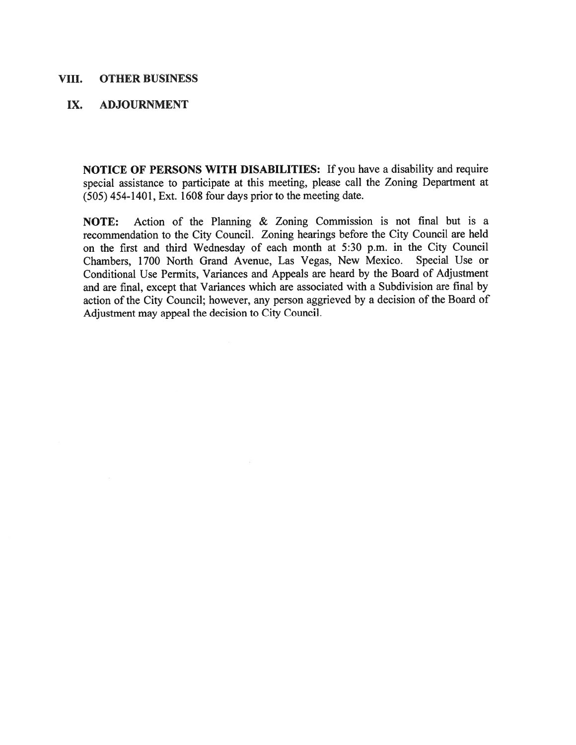## VIII. OTHER BUSINESS

## IX. ADJOURNMENT

**NOTICE OF PERSONS WITH DISABILITIES:** If you have a disability and require special assistance to participate at this meeting, please call the Zoning Department at (505) 454-1401, Ext. 1608 four days prior to the meeting date.

**NOTE:** Action of the Planning & Zoning Commission is not final but is a recommendation to the City Council. Zoning hearings before the City Council are held on the first and third Wednesday of each month at 5:30 p.m. in the City Council Chambers, 1700 North Grand Avenue, Las Vegas, New Mexico. Special Use or Conditional Use Permits, Variances and Appeals are heard by the Board of Adjustment and are final, except that Variances which are associated with a Subdivision are final by action of the City Council; however, any person aggrieved by a decision of the Board of Adjustment may appeal the decision to City Council.